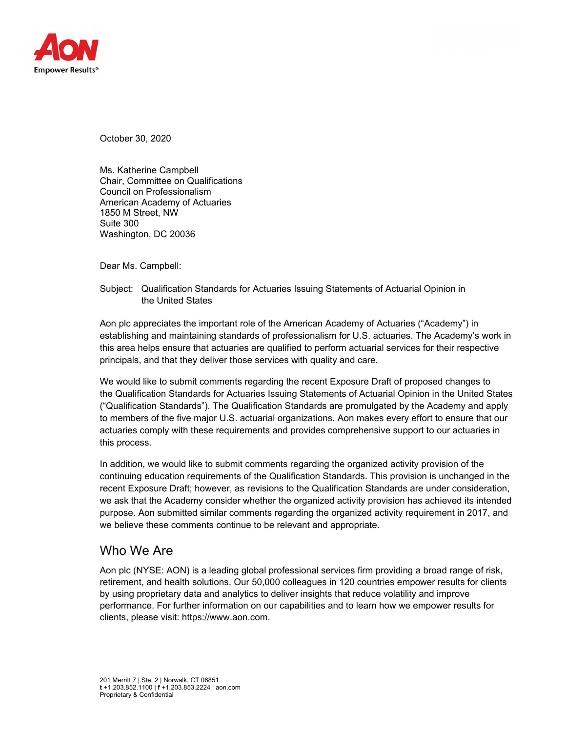October 30, 2020

Ms. Katherine Campbell
Chair, Committee on Qualifications
Council on Professionalism
American Academy of Actuaries
1850 M Street, NW
Suite 300
Washington, DC 20036

Dear Ms. Campbell:

Subject: Qualification Standards for Actuaries Issuing Statements of Actuarial Opinion in the United States

Aon plc appreciates the important role of the American Academy of Actuaries ("Academy") in establishing and maintaining standards of professionalism for U.S. actuaries. The Academy's work in this area helps ensure that actuaries are qualified to perform actuarial services for their respective principals, and that they deliver those services with quality and care.

We would like to submit comments regarding the recent Exposure Draft of proposed changes to the Qualification Standards for Actuaries Issuing Statements of Actuarial Opinion in the United States ("Qualification Standards"). The Qualification Standards are promulgated by the Academy and apply to members of the five major U.S. actuarial organizations. Aon makes every effort to ensure that our actuaries comply with these requirements and provides comprehensive support to our actuaries in this process.

In addition, we would like to submit comments regarding the organized activity provision of the continuing education requirements of the Qualification Standards. This provision is unchanged in the recent Exposure Draft; however, as revisions to the Qualification Standards are under consideration, we ask that the Academy consider whether the organized activity provision has achieved its intended purpose. Aon submitted similar comments regarding the organized activity requirement in 2017, and we believe these comments continue to be relevant and appropriate.

## Who We Are

Aon plc (NYSE: AON) is a leading global professional services firm providing a broad range of risk, retirement, and health solutions. Our 50,000 colleagues in 120 countries empower results for clients by using proprietary data and analytics to deliver insights that reduce volatility and improve performance. For further information on our capabilities and to learn how we empower results for clients, please visit: https://www.aon.com.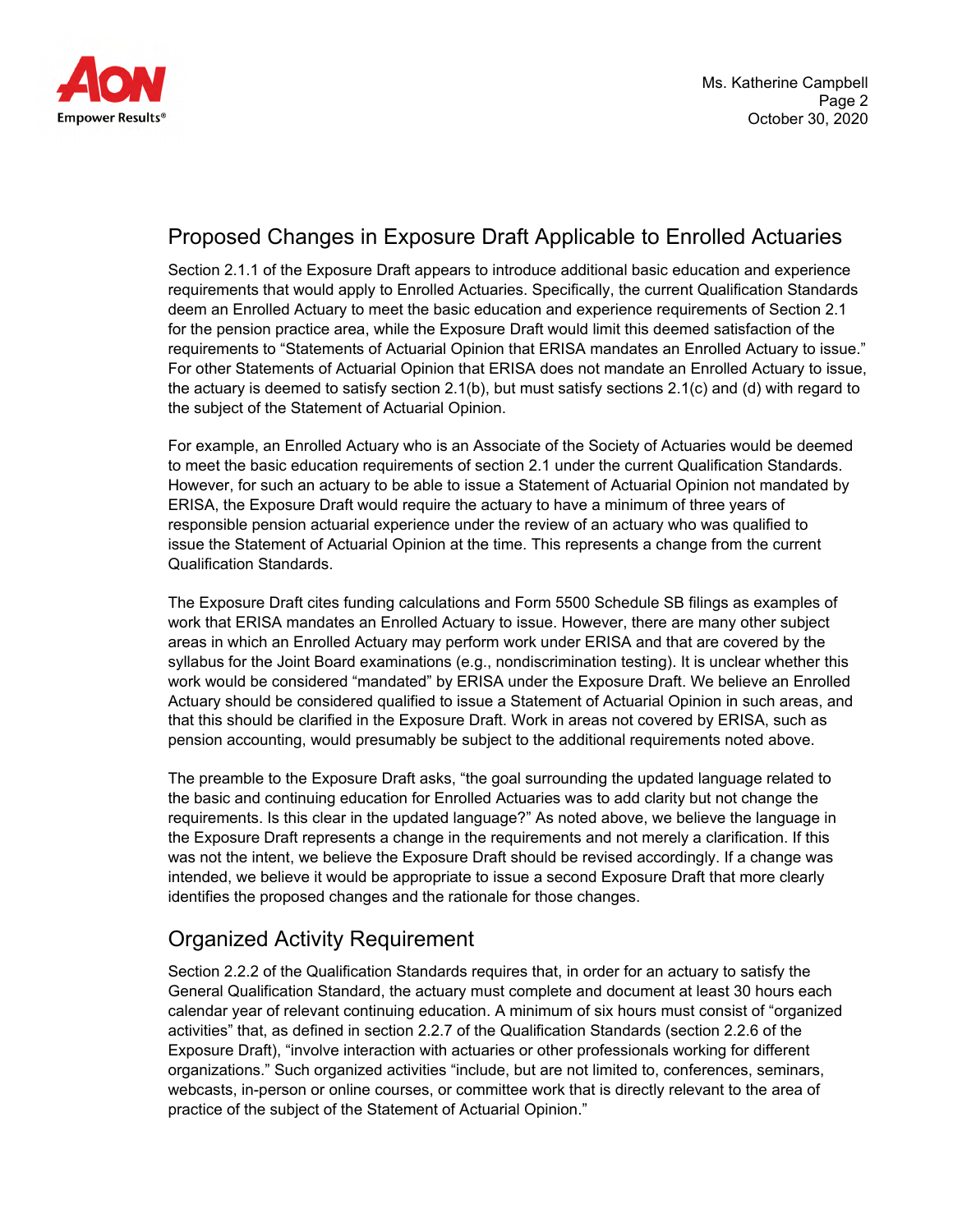## Proposed Changes in Exposure Draft Applicable to Enrolled Actuaries

Section 2.1.1 of the Exposure Draft appears to introduce additional basic education and experience requirements that would apply to Enrolled Actuaries. Specifically, the current Qualification Standards deem an Enrolled Actuary to meet the basic education and experience requirements of Section 2.1 for the pension practice area, while the Exposure Draft would limit this deemed satisfaction of the requirements to "Statements of Actuarial Opinion that ERISA mandates an Enrolled Actuary to issue." For other Statements of Actuarial Opinion that ERISA does not mandate an Enrolled Actuary to issue, the actuary is deemed to satisfy section 2.1(b), but must satisfy sections 2.1(c) and (d) with regard to the subject of the Statement of Actuarial Opinion.

For example, an Enrolled Actuary who is an Associate of the Society of Actuaries would be deemed to meet the basic education requirements of section 2.1 under the current Qualification Standards. However, for such an actuary to be able to issue a Statement of Actuarial Opinion not mandated by ERISA, the Exposure Draft would require the actuary to have a minimum of three years of responsible pension actuarial experience under the review of an actuary who was qualified to issue the Statement of Actuarial Opinion at the time. This represents a change from the current Qualification Standards.

The Exposure Draft cites funding calculations and Form 5500 Schedule SB filings as examples of work that ERISA mandates an Enrolled Actuary to issue. However, there are many other subject areas in which an Enrolled Actuary may perform work under ERISA and that are covered by the syllabus for the Joint Board examinations (e.g., nondiscrimination testing). It is unclear whether this work would be considered "mandated" by ERISA under the Exposure Draft. We believe an Enrolled Actuary should be considered qualified to issue a Statement of Actuarial Opinion in such areas, and that this should be clarified in the Exposure Draft. Work in areas not covered by ERISA, such as pension accounting, would presumably be subject to the additional requirements noted above.

The preamble to the Exposure Draft asks, "the goal surrounding the updated language related to the basic and continuing education for Enrolled Actuaries was to add clarity but not change the requirements. Is this clear in the updated language?" As noted above, we believe the language in the Exposure Draft represents a change in the requirements and not merely a clarification. If this was not the intent, we believe the Exposure Draft should be revised accordingly. If a change was intended, we believe it would be appropriate to issue a second Exposure Draft that more clearly identifies the proposed changes and the rationale for those changes.

## Organized Activity Requirement

Section 2.2.2 of the Qualification Standards requires that, in order for an actuary to satisfy the General Qualification Standard, the actuary must complete and document at least 30 hours each calendar year of relevant continuing education. A minimum of six hours must consist of "organized activities" that, as defined in section 2.2.7 of the Qualification Standards (section 2.2.6 of the Exposure Draft), "involve interaction with actuaries or other professionals working for different organizations." Such organized activities "include, but are not limited to, conferences, seminars, webcasts, in-person or online courses, or committee work that is directly relevant to the area of practice of the subject of the Statement of Actuarial Opinion."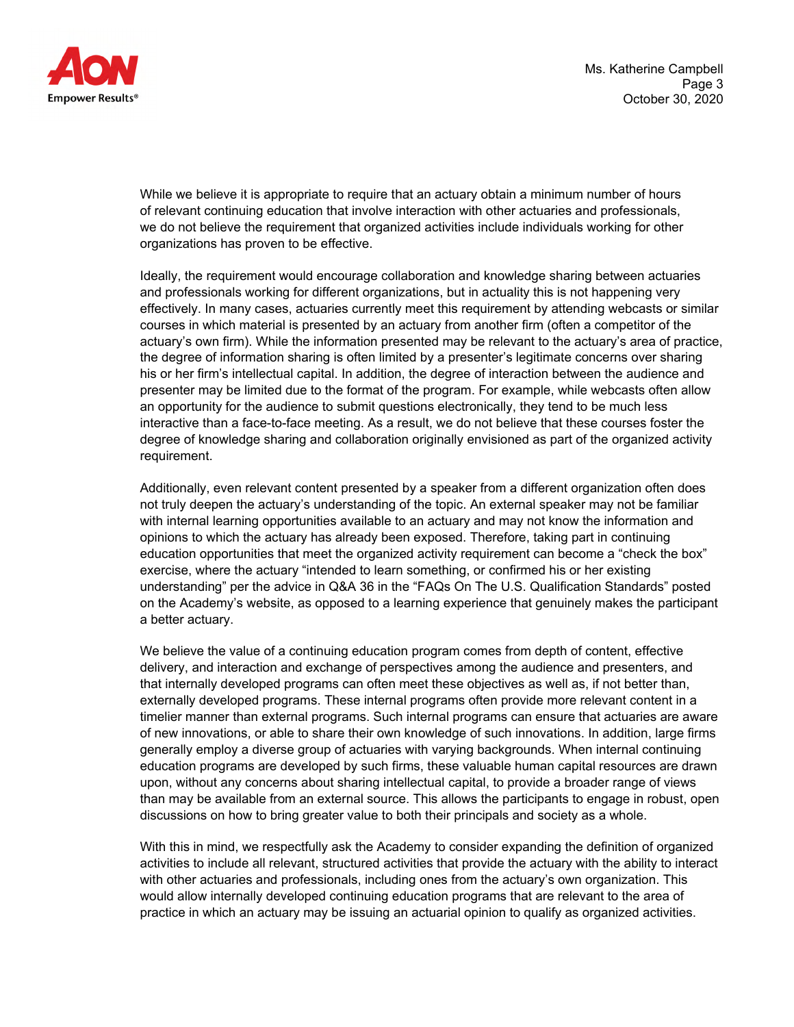While we believe it is appropriate to require that an actuary obtain a minimum number of hours of relevant continuing education that involve interaction with other actuaries and professionals, we do not believe the requirement that organized activities include individuals working for other organizations has proven to be effective.

Ideally, the requirement would encourage collaboration and knowledge sharing between actuaries and professionals working for different organizations, but in actuality this is not happening very effectively. In many cases, actuaries currently meet this requirement by attending webcasts or similar courses in which material is presented by an actuary from another firm (often a competitor of the actuary's own firm). While the information presented may be relevant to the actuary's area of practice, the degree of information sharing is often limited by a presenter's legitimate concerns over sharing his or her firm's intellectual capital. In addition, the degree of interaction between the audience and presenter may be limited due to the format of the program. For example, while webcasts often allow an opportunity for the audience to submit questions electronically, they tend to be much less interactive than a face-to-face meeting. As a result, we do not believe that these courses foster the degree of knowledge sharing and collaboration originally envisioned as part of the organized activity requirement.

Additionally, even relevant content presented by a speaker from a different organization often does not truly deepen the actuary's understanding of the topic. An external speaker may not be familiar with internal learning opportunities available to an actuary and may not know the information and opinions to which the actuary has already been exposed. Therefore, taking part in continuing education opportunities that meet the organized activity requirement can become a "check the box" exercise, where the actuary "intended to learn something, or confirmed his or her existing understanding" per the advice in Q&A 36 in the "FAQs On The U.S. Qualification Standards" posted on the Academy's website, as opposed to a learning experience that genuinely makes the participant a better actuary.

We believe the value of a continuing education program comes from depth of content, effective delivery, and interaction and exchange of perspectives among the audience and presenters, and that internally developed programs can often meet these objectives as well as, if not better than, externally developed programs. These internal programs often provide more relevant content in a timelier manner than external programs. Such internal programs can ensure that actuaries are aware of new innovations, or able to share their own knowledge of such innovations. In addition, large firms generally employ a diverse group of actuaries with varying backgrounds. When internal continuing education programs are developed by such firms, these valuable human capital resources are drawn upon, without any concerns about sharing intellectual capital, to provide a broader range of views than may be available from an external source. This allows the participants to engage in robust, open discussions on how to bring greater value to both their principals and society as a whole.

With this in mind, we respectfully ask the Academy to consider expanding the definition of organized activities to include all relevant, structured activities that provide the actuary with the ability to interact with other actuaries and professionals, including ones from the actuary's own organization. This would allow internally developed continuing education programs that are relevant to the area of practice in which an actuary may be issuing an actuarial opinion to qualify as organized activities.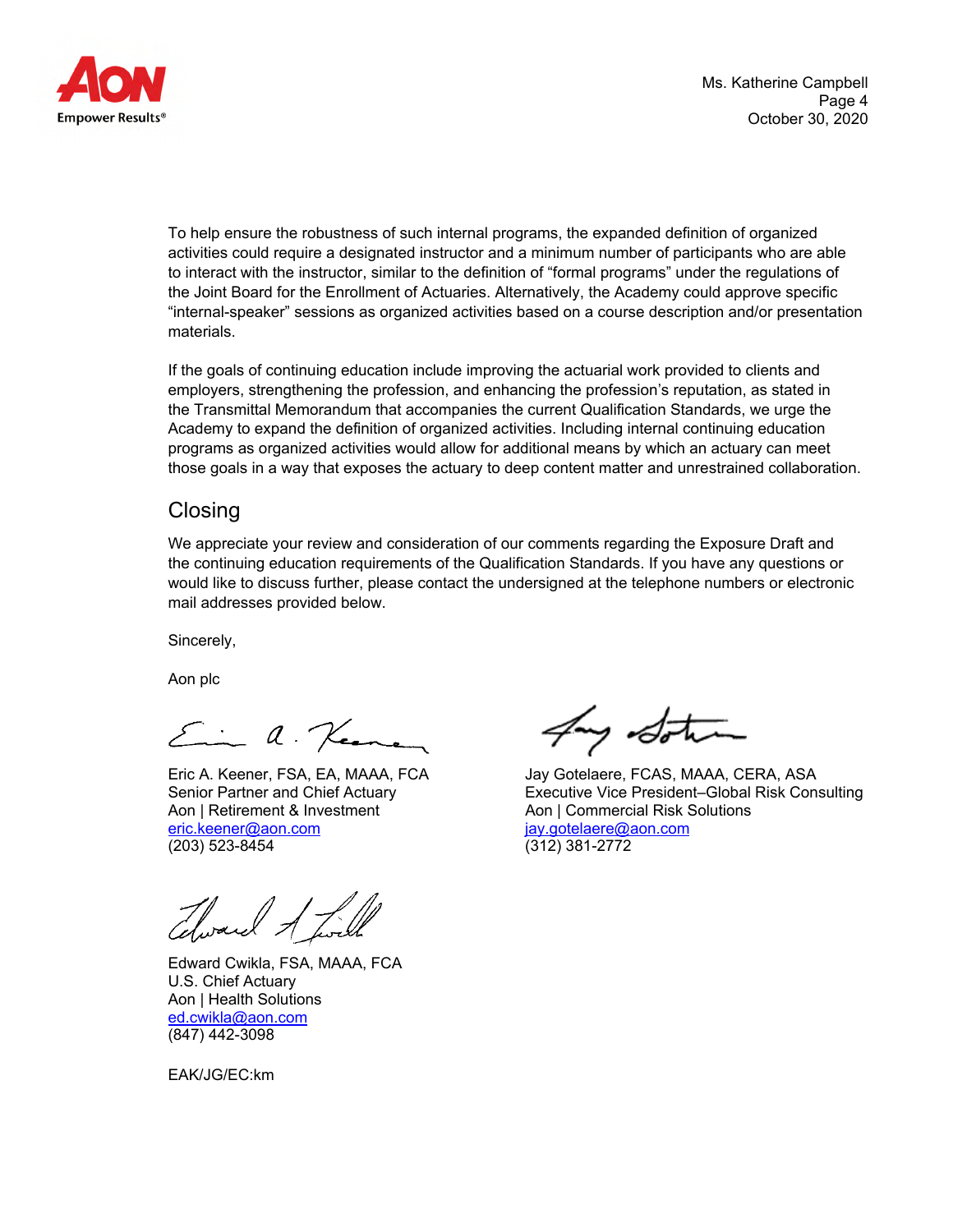To help ensure the robustness of such internal programs, the expanded definition of organized activities could require a designated instructor and a minimum number of participants who are able to interact with the instructor, similar to the definition of "formal programs" under the regulations of the Joint Board for the Enrollment of Actuaries. Alternatively, the Academy could approve specific "internal-speaker" sessions as organized activities based on a course description and/or presentation materials.

If the goals of continuing education include improving the actuarial work provided to clients and employers, strengthening the profession, and enhancing the profession's reputation, as stated in the Transmittal Memorandum that accompanies the current Qualification Standards, we urge the Academy to expand the definition of organized activities. Including internal continuing education programs as organized activities would allow for additional means by which an actuary can meet those goals in a way that exposes the actuary to deep content matter and unrestrained collaboration.

## Closing

We appreciate your review and consideration of our comments regarding the Exposure Draft and the continuing education requirements of the Qualification Standards. If you have any questions or would like to discuss further, please contact the undersigned at the telephone numbers or electronic mail addresses provided below.

Sincerely,

Aon plc

Eric A. Keener, FSA, EA, MAAA, FCA
Senior Partner and Chief Actuary
Aon | Retirement & Investment
eric.keener@aon.com
(203) 523-8454

Jay Gotelaere, FCAS, MAAA, CERA, ASA
Executive Vice President–Global Risk Consulting
Aon | Commercial Risk Solutions
jay.gotelaere@aon.com
(312) 381-2772

Edward Cwikla, FSA, MAAA, FCA
U.S. Chief Actuary
Aon | Health Solutions
ed.cwikla@aon.com
(847) 442-3098

EAK/JG/EC:km